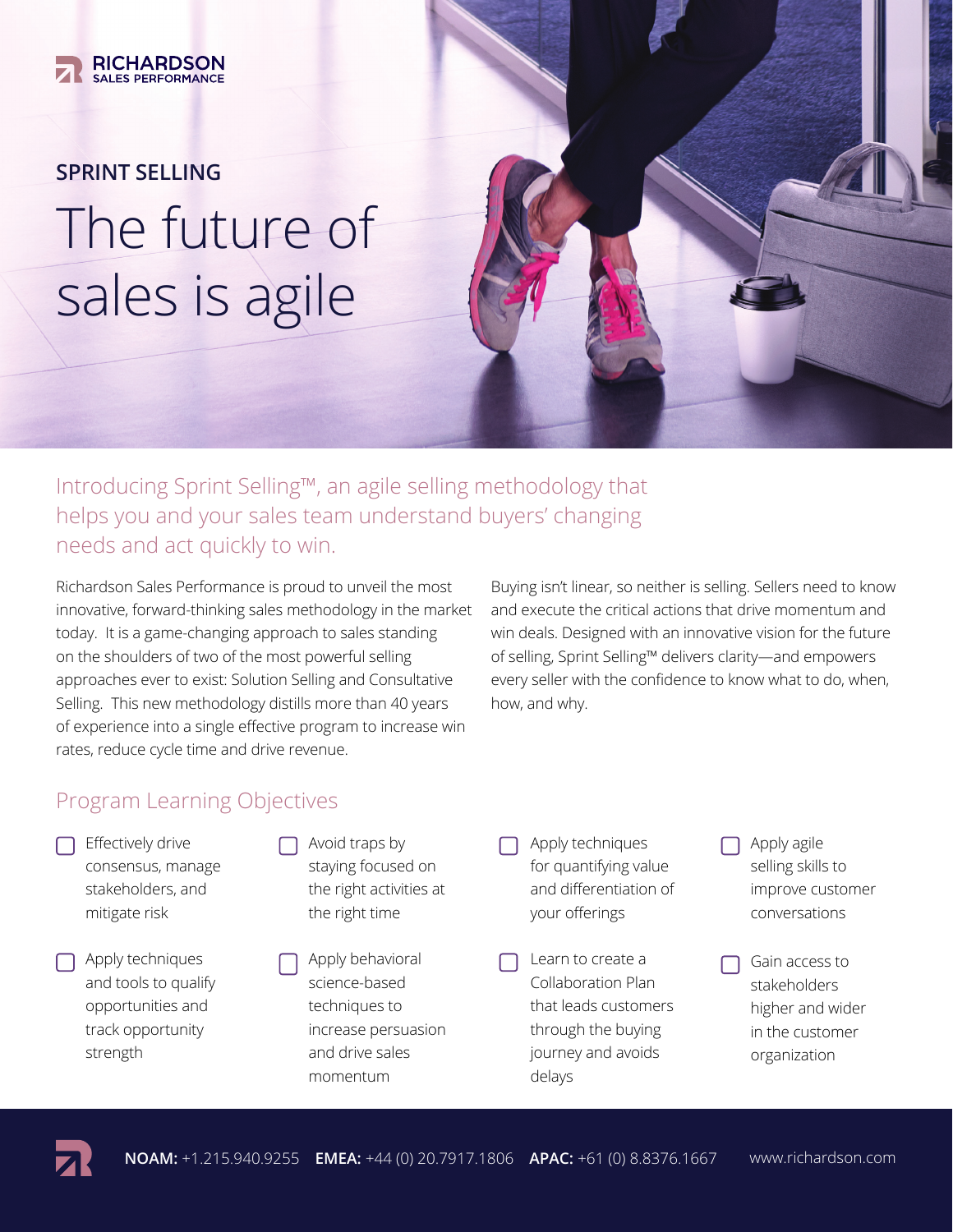RICHARDSON
SALES PERFORMANCE

## SPRINT SELLING

# The future of sales is agile

Introducing Sprint Selling™, an agile selling methodology that helps you and your sales team understand buyers' changing needs and act quickly to win.

Richardson Sales Performance is proud to unveil the most innovative, forward-thinking sales methodology in the market today. It is a game-changing approach to sales standing on the shoulders of two of the most powerful selling approaches ever to exist: Solution Selling and Consultative Selling. This new methodology distills more than 40 years of experience into a single effective program to increase win rates, reduce cycle time and drive revenue.

Buying isn't linear, so neither is selling. Sellers need to know and execute the critical actions that drive momentum and win deals. Designed with an innovative vision for the future of selling, Sprint Selling™ delivers clarity—and empowers every seller with the confidence to know what to do, when, how, and why.

## Program Learning Objectives

- Effectively drive consensus, manage stakeholders, and mitigate risk
- Apply techniques and tools to qualify opportunities and track opportunity strength
- Avoid traps by staying focused on the right activities at the right time
- Apply behavioral science-based techniques to increase persuasion and drive sales momentum
- Apply techniques for quantifying value and differentiation of your offerings
- Learn to create a Collaboration Plan that leads customers through the buying journey and avoids delays
- Apply agile selling skills to improve customer conversations
- Gain access to stakeholders higher and wider in the customer organization

**NOAM:** +1.215.940.9255 **EMEA:** +44 (0) 20.7917.1806 **APAC:** +61 (0) 8.8376.1667 www.richardson.com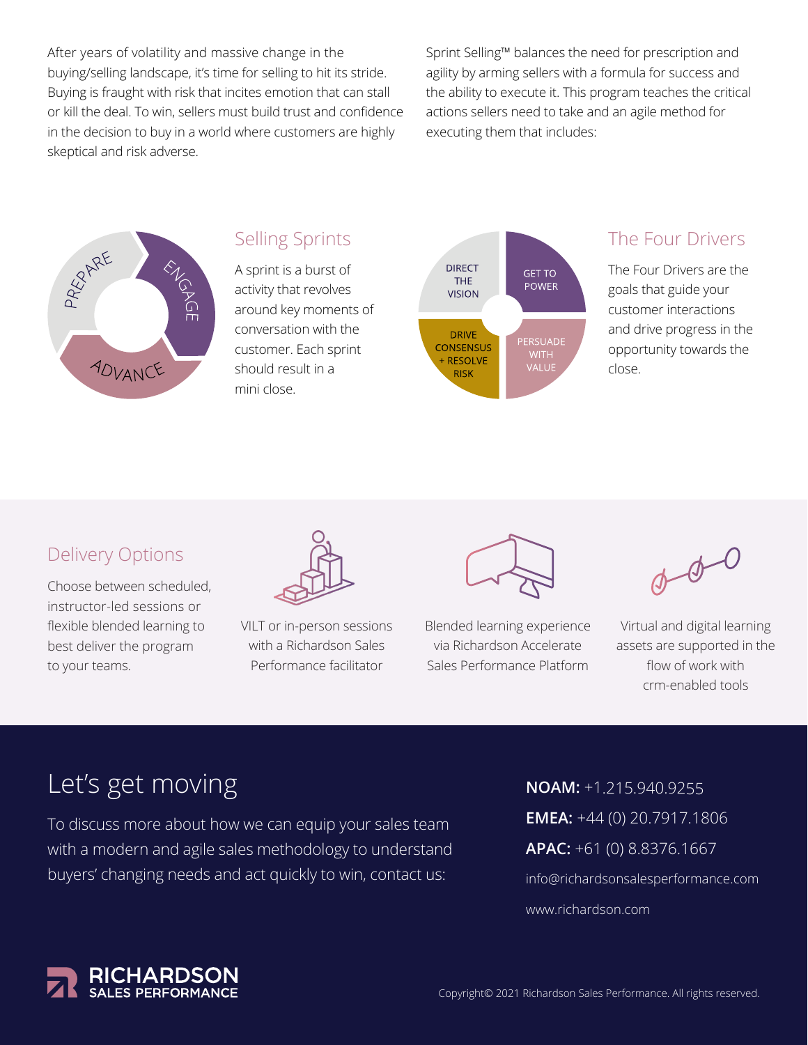After years of volatility and massive change in the buying/selling landscape, it's time for selling to hit its stride. Buying is fraught with risk that incites emotion that can stall or kill the deal. To win, sellers must build trust and confidence in the decision to buy in a world where customers are highly skeptical and risk adverse.

Sprint Selling™ balances the need for prescription and agility by arming sellers with a formula for success and the ability to execute it. This program teaches the critical actions sellers need to take and an agile method for executing them that includes:

PREPARE
ENGAGE
ADVANCE

## Selling Sprints

A sprint is a burst of activity that revolves around key moments of conversation with the customer. Each sprint should result in a mini close.

DIRECT THE VISION
GET TO POWER
DRIVE CONSENSUS + RESOLVE RISK
PERSUADE WITH VALUE

## The Four Drivers

The Four Drivers are the goals that guide your customer interactions and drive progress in the opportunity towards the close.

## Delivery Options

Choose between scheduled, instructor-led sessions or flexible blended learning to best deliver the program to your teams.

VILT or in-person sessions with a Richardson Sales Performance facilitator

Blended learning experience via Richardson Accelerate Sales Performance Platform

Virtual and digital learning assets are supported in the flow of work with crm-enabled tools

# Let's get moving

To discuss more about how we can equip your sales team with a modern and agile sales methodology to understand buyers' changing needs and act quickly to win, contact us:

**NOAM:** +1.215.940.9255

**EMEA:** +44 (0) 20.7917.1806

**APAC:** +61 (0) 8.8376.1667

info@richardsonsalesperformance.com

www.richardson.com

RICHARDSON SALES PERFORMANCE

Copyright© 2021 Richardson Sales Performance. All rights reserved.